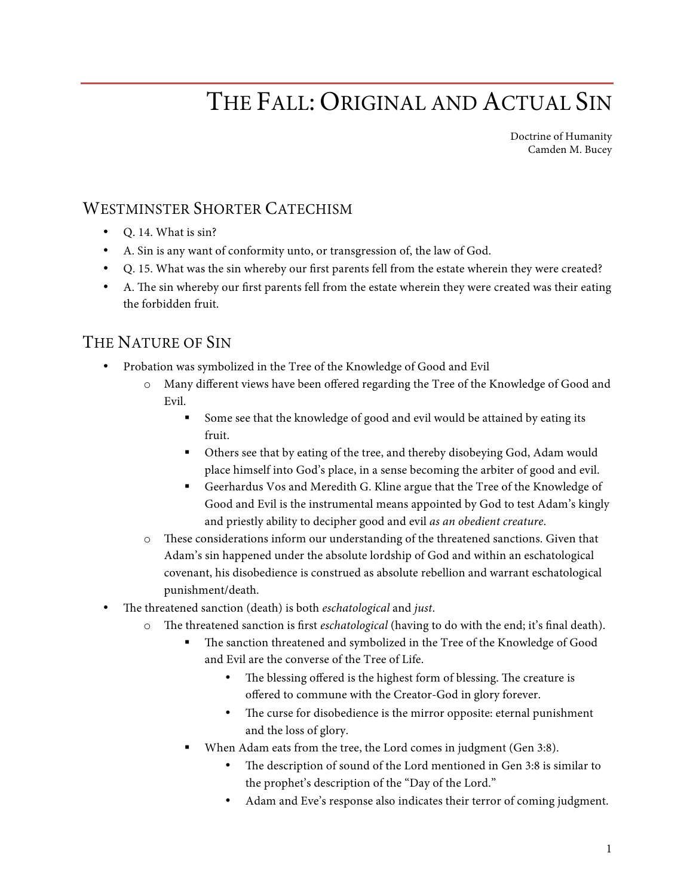# The Fall: Original and Actual Sin

Doctrine of Humanity
Camden M. Bucey

## Westminster Shorter Catechism

- Q. 14. What is sin?
- A. Sin is any want of conformity unto, or transgression of, the law of God.
- Q. 15. What was the sin whereby our first parents fell from the estate wherein they were created?
- A. The sin whereby our first parents fell from the estate wherein they were created was their eating the forbidden fruit.

## The Nature of Sin

- Probation was symbolized in the Tree of the Knowledge of Good and Evil
  - Many different views have been offered regarding the Tree of the Knowledge of Good and Evil.
    - Some see that the knowledge of good and evil would be attained by eating its fruit.
    - Others see that by eating of the tree, and thereby disobeying God, Adam would place himself into God's place, in a sense becoming the arbiter of good and evil.
    - Geerhardus Vos and Meredith G. Kline argue that the Tree of the Knowledge of Good and Evil is the instrumental means appointed by God to test Adam's kingly and priestly ability to decipher good and evil *as an obedient creature*.
  - These considerations inform our understanding of the threatened sanctions. Given that Adam's sin happened under the absolute lordship of God and within an eschatological covenant, his disobedience is construed as absolute rebellion and warrant eschatological punishment/death.
- The threatened sanction (death) is both *eschatological* and *just*.
  - The threatened sanction is first *eschatological* (having to do with the end; it's final death).
    - The sanction threatened and symbolized in the Tree of the Knowledge of Good and Evil are the converse of the Tree of Life.
      - The blessing offered is the highest form of blessing. The creature is offered to commune with the Creator-God in glory forever.
      - The curse for disobedience is the mirror opposite: eternal punishment and the loss of glory.
    - When Adam eats from the tree, the Lord comes in judgment (Gen 3:8).
      - The description of sound of the Lord mentioned in Gen 3:8 is similar to the prophet's description of the "Day of the Lord."
      - Adam and Eve's response also indicates their terror of coming judgment.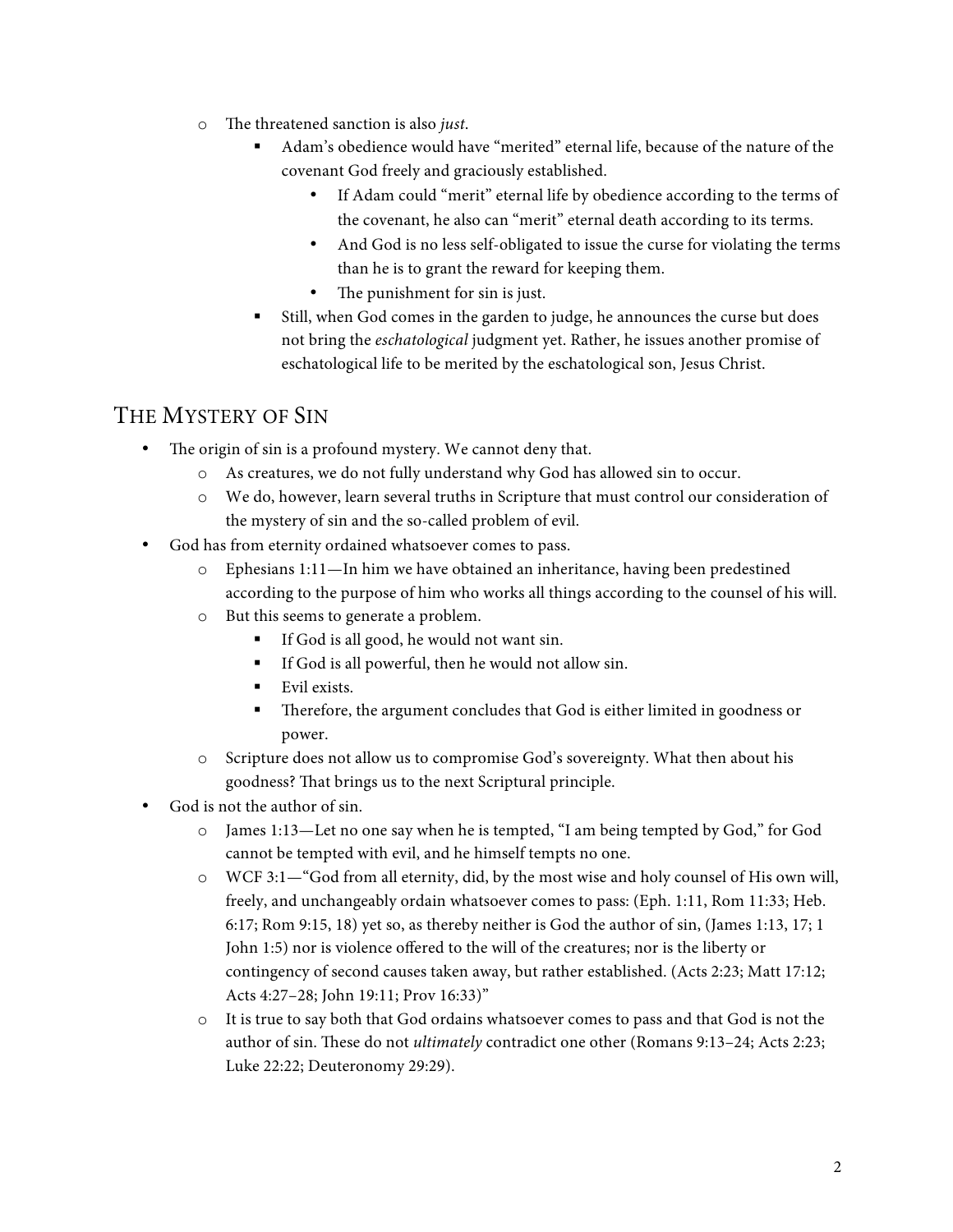- The threatened sanction is also *just.*
  - Adam's obedience would have "merited" eternal life, because of the nature of the covenant God freely and graciously established.
    - If Adam could "merit" eternal life by obedience according to the terms of the covenant, he also can "merit" eternal death according to its terms.
    - And God is no less self-obligated to issue the curse for violating the terms than he is to grant the reward for keeping them.
    - The punishment for sin is just.
  - Still, when God comes in the garden to judge, he announces the curse but does not bring the *eschatological* judgment yet. Rather, he issues another promise of eschatological life to be merited by the eschatological son, Jesus Christ.

## The Mystery of Sin

- The origin of sin is a profound mystery. We cannot deny that.
  - As creatures, we do not fully understand why God has allowed sin to occur.
  - We do, however, learn several truths in Scripture that must control our consideration of the mystery of sin and the so-called problem of evil.
- God has from eternity ordained whatsoever comes to pass.
  - Ephesians 1:11—In him we have obtained an inheritance, having been predestined according to the purpose of him who works all things according to the counsel of his will.
  - But this seems to generate a problem.
    - If God is all good, he would not want sin.
    - If God is all powerful, then he would not allow sin.
    - Evil exists.
    - Therefore, the argument concludes that God is either limited in goodness or power.
  - Scripture does not allow us to compromise God's sovereignty. What then about his goodness? That brings us to the next Scriptural principle.
- God is not the author of sin.
  - James 1:13—Let no one say when he is tempted, "I am being tempted by God," for God cannot be tempted with evil, and he himself tempts no one.
  - WCF 3:1—"God from all eternity, did, by the most wise and holy counsel of His own will, freely, and unchangeably ordain whatsoever comes to pass: (Eph. 1:11, Rom 11:33; Heb. 6:17; Rom 9:15, 18) yet so, as thereby neither is God the author of sin, (James 1:13, 17; 1 John 1:5) nor is violence offered to the will of the creatures; nor is the liberty or contingency of second causes taken away, but rather established. (Acts 2:23; Matt 17:12; Acts 4:27–28; John 19:11; Prov 16:33)"
  - It is true to say both that God ordains whatsoever comes to pass and that God is not the author of sin. These do not *ultimately* contradict one other (Romans 9:13–24; Acts 2:23; Luke 22:22; Deuteronomy 29:29).